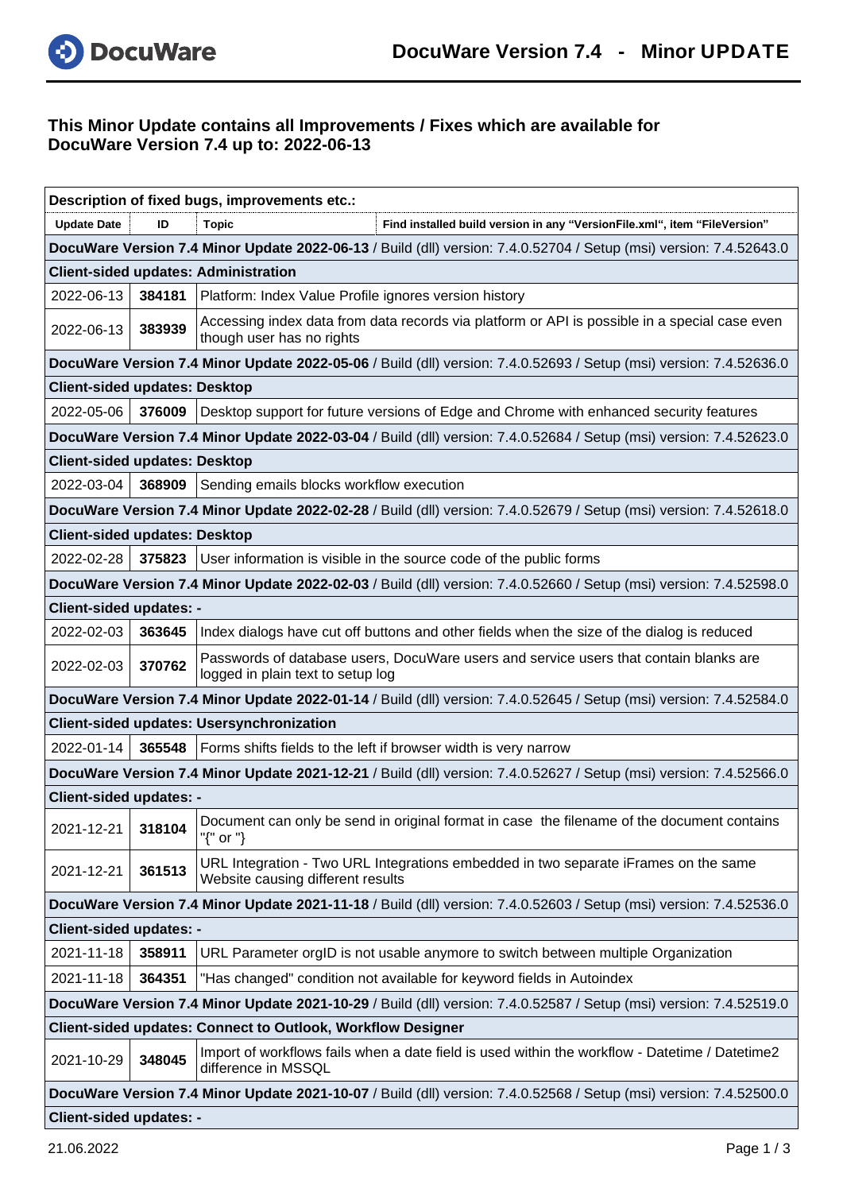# DocuWare Version 7.4 - Minor UPDATE

## This Minor Update contains all Improvements / Fixes which are available for DocuWare Version 7.4 up to: 2022-06-13

| Description of fixed bugs, improvements etc.: | | | |
|---|---|---|---|
| **Update Date** | **ID** | **Topic** | **Find installed build version in any "VersionFile.xml", item "FileVersion"** |
| **DocuWare Version 7.4 Minor Update 2022-06-13** / Build (dll) version: 7.4.0.52704 / Setup (msi) version: 7.4.52643.0 | | | |
| **Client-sided updates: Administration** | | | |
| 2022-06-13 | **384181** | Platform: Index Value Profile ignores version history | |
| 2022-06-13 | **383939** | Accessing index data from data records via platform or API is possible in a special case even though user has no rights | |
| **DocuWare Version 7.4 Minor Update 2022-05-06** / Build (dll) version: 7.4.0.52693 / Setup (msi) version: 7.4.52636.0 | | | |
| **Client-sided updates: Desktop** | | | |
| 2022-05-06 | **376009** | Desktop support for future versions of Edge and Chrome with enhanced security features | |
| **DocuWare Version 7.4 Minor Update 2022-03-04** / Build (dll) version: 7.4.0.52684 / Setup (msi) version: 7.4.52623.0 | | | |
| **Client-sided updates: Desktop** | | | |
| 2022-03-04 | **368909** | Sending emails blocks workflow execution | |
| **DocuWare Version 7.4 Minor Update 2022-02-28** / Build (dll) version: 7.4.0.52679 / Setup (msi) version: 7.4.52618.0 | | | |
| **Client-sided updates: Desktop** | | | |
| 2022-02-28 | **375823** | User information is visible in the source code of the public forms | |
| **DocuWare Version 7.4 Minor Update 2022-02-03** / Build (dll) version: 7.4.0.52660 / Setup (msi) version: 7.4.52598.0 | | | |
| **Client-sided updates: -** | | | |
| 2022-02-03 | **363645** | Index dialogs have cut off buttons and other fields when the size of the dialog is reduced | |
| 2022-02-03 | **370762** | Passwords of database users, DocuWare users and service users that contain blanks are logged in plain text to setup log | |
| **DocuWare Version 7.4 Minor Update 2022-01-14** / Build (dll) version: 7.4.0.52645 / Setup (msi) version: 7.4.52584.0 | | | |
| **Client-sided updates: Usersynchronization** | | | |
| 2022-01-14 | **365548** | Forms shifts fields to the left if browser width is very narrow | |
| **DocuWare Version 7.4 Minor Update 2021-12-21** / Build (dll) version: 7.4.0.52627 / Setup (msi) version: 7.4.52566.0 | | | |
| **Client-sided updates: -** | | | |
| 2021-12-21 | **318104** | Document can only be send in original format in case the filename of the document contains "{" or "} | |
| 2021-12-21 | **361513** | URL Integration - Two URL Integrations embedded in two separate iFrames on the same Website causing different results | |
| **DocuWare Version 7.4 Minor Update 2021-11-18** / Build (dll) version: 7.4.0.52603 / Setup (msi) version: 7.4.52536.0 | | | |
| **Client-sided updates: -** | | | |
| 2021-11-18 | **358911** | URL Parameter orgID is not usable anymore to switch between multiple Organization | |
| 2021-11-18 | **364351** | "Has changed" condition not available for keyword fields in Autoindex | |
| **DocuWare Version 7.4 Minor Update 2021-10-29** / Build (dll) version: 7.4.0.52587 / Setup (msi) version: 7.4.52519.0 | | | |
| **Client-sided updates: Connect to Outlook, Workflow Designer** | | | |
| 2021-10-29 | **348045** | Import of workflows fails when a date field is used within the workflow - Datetime / Datetime2 difference in MSSQL | |
| **DocuWare Version 7.4 Minor Update 2021-10-07** / Build (dll) version: 7.4.0.52568 / Setup (msi) version: 7.4.52500.0 | | | |
| **Client-sided updates: -** | | | |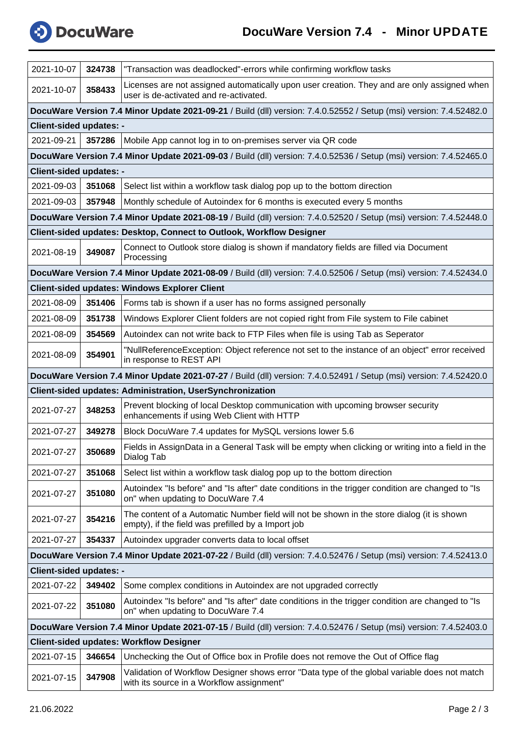| | | |
|---|---|---|
| 2021-10-07 | **324738** | "Transaction was deadlocked"-errors while confirming workflow tasks |
| 2021-10-07 | **358433** | Licenses are not assigned automatically upon user creation. They and are only assigned when user is de-activated and re-activated. |
| **DocuWare Version 7.4 Minor Update 2021-09-21** / Build (dll) version: 7.4.0.52552 / Setup (msi) version: 7.4.52482.0 | | |
| **Client-sided updates: -** | | |
| 2021-09-21 | **357286** | Mobile App cannot log in to on-premises server via QR code |
| **DocuWare Version 7.4 Minor Update 2021-09-03** / Build (dll) version: 7.4.0.52536 / Setup (msi) version: 7.4.52465.0 | | |
| **Client-sided updates: -** | | |
| 2021-09-03 | **351068** | Select list within a workflow task dialog pop up to the bottom direction |
| 2021-09-03 | **357948** | Monthly schedule of Autoindex for 6 months is executed every 5 months |
| **DocuWare Version 7.4 Minor Update 2021-08-19** / Build (dll) version: 7.4.0.52520 / Setup (msi) version: 7.4.52448.0 | | |
| **Client-sided updates: Desktop, Connect to Outlook, Workflow Designer** | | |
| 2021-08-19 | **349087** | Connect to Outlook store dialog is shown if mandatory fields are filled via Document Processing |
| **DocuWare Version 7.4 Minor Update 2021-08-09** / Build (dll) version: 7.4.0.52506 / Setup (msi) version: 7.4.52434.0 | | |
| **Client-sided updates: Windows Explorer Client** | | |
| 2021-08-09 | **351406** | Forms tab is shown if a user has no forms assigned personally |
| 2021-08-09 | **351738** | Windows Explorer Client folders are not copied right from File system to File cabinet |
| 2021-08-09 | **354569** | Autoindex can not write back to FTP Files when file is using Tab as Seperator |
| 2021-08-09 | **354901** | "NullReferenceException: Object reference not set to the instance of an object" error received in response to REST API |
| **DocuWare Version 7.4 Minor Update 2021-07-27** / Build (dll) version: 7.4.0.52491 / Setup (msi) version: 7.4.52420.0 | | |
| **Client-sided updates: Administration, UserSynchronization** | | |
| 2021-07-27 | **348253** | Prevent blocking of local Desktop communication with upcoming browser security enhancements if using Web Client with HTTP |
| 2021-07-27 | **349278** | Block DocuWare 7.4 updates for MySQL versions lower 5.6 |
| 2021-07-27 | **350689** | Fields in AssignData in a General Task will be empty when clicking or writing into a field in the Dialog Tab |
| 2021-07-27 | **351068** | Select list within a workflow task dialog pop up to the bottom direction |
| 2021-07-27 | **351080** | Autoindex "Is before" and "Is after" date conditions in the trigger condition are changed to "Is on" when updating to DocuWare 7.4 |
| 2021-07-27 | **354216** | The content of a Automatic Number field will not be shown in the store dialog (it is shown empty), if the field was prefilled by a Import job |
| 2021-07-27 | **354337** | Autoindex upgrader converts data to local offset |
| **DocuWare Version 7.4 Minor Update 2021-07-22** / Build (dll) version: 7.4.0.52476 / Setup (msi) version: 7.4.52413.0 | | |
| **Client-sided updates: -** | | |
| 2021-07-22 | **349402** | Some complex conditions in Autoindex are not upgraded correctly |
| 2021-07-22 | **351080** | Autoindex "Is before" and "Is after" date conditions in the trigger condition are changed to "Is on" when updating to DocuWare 7.4 |
| **DocuWare Version 7.4 Minor Update 2021-07-15** / Build (dll) version: 7.4.0.52476 / Setup (msi) version: 7.4.52403.0 | | |
| **Client-sided updates: Workflow Designer** | | |
| 2021-07-15 | **346654** | Unchecking the Out of Office box in Profile does not remove the Out of Office flag |
| 2021-07-15 | **347908** | Validation of Workflow Designer shows error "Data type of the global variable does not match with its source in a Workflow assignment" |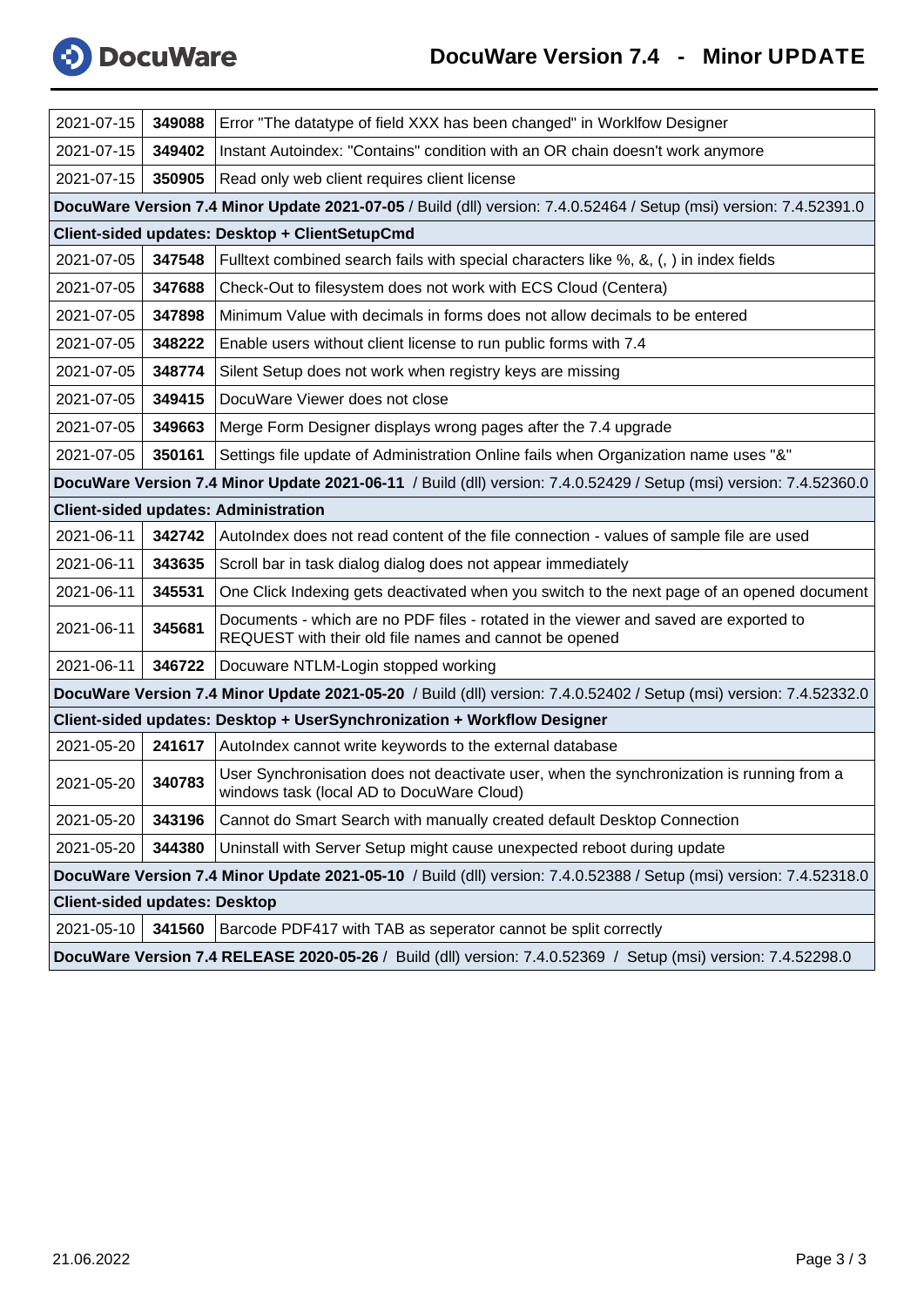| | | |
|---|---|---|
| 2021-07-15 | **349088** | Error "The datatype of field XXX has been changed" in Worklfow Designer |
| 2021-07-15 | **349402** | Instant Autoindex: "Contains" condition with an OR chain doesn't work anymore |
| 2021-07-15 | **350905** | Read only web client requires client license |
| **DocuWare Version 7.4 Minor Update 2021-07-05** / Build (dll) version: 7.4.0.52464 / Setup (msi) version: 7.4.52391.0 | | |
| **Client-sided updates: Desktop + ClientSetupCmd** | | |
| 2021-07-05 | **347548** | Fulltext combined search fails with special characters like %, &, (, ) in index fields |
| 2021-07-05 | **347688** | Check-Out to filesystem does not work with ECS Cloud (Centera) |
| 2021-07-05 | **347898** | Minimum Value with decimals in forms does not allow decimals to be entered |
| 2021-07-05 | **348222** | Enable users without client license to run public forms with 7.4 |
| 2021-07-05 | **348774** | Silent Setup does not work when registry keys are missing |
| 2021-07-05 | **349415** | DocuWare Viewer does not close |
| 2021-07-05 | **349663** | Merge Form Designer displays wrong pages after the 7.4 upgrade |
| 2021-07-05 | **350161** | Settings file update of Administration Online fails when Organization name uses "&" |
| **DocuWare Version 7.4 Minor Update 2021-06-11** / Build (dll) version: 7.4.0.52429 / Setup (msi) version: 7.4.52360.0 | | |
| **Client-sided updates: Administration** | | |
| 2021-06-11 | **342742** | AutoIndex does not read content of the file connection - values of sample file are used |
| 2021-06-11 | **343635** | Scroll bar in task dialog dialog does not appear immediately |
| 2021-06-11 | **345531** | One Click Indexing gets deactivated when you switch to the next page of an opened document |
| 2021-06-11 | **345681** | Documents - which are no PDF files - rotated in the viewer and saved are exported to REQUEST with their old file names and cannot be opened |
| 2021-06-11 | **346722** | Docuware NTLM-Login stopped working |
| **DocuWare Version 7.4 Minor Update 2021-05-20** / Build (dll) version: 7.4.0.52402 / Setup (msi) version: 7.4.52332.0 | | |
| **Client-sided updates: Desktop + UserSynchronization + Workflow Designer** | | |
| 2021-05-20 | **241617** | AutoIndex cannot write keywords to the external database |
| 2021-05-20 | **340783** | User Synchronisation does not deactivate user, when the synchronization is running from a windows task (local AD to DocuWare Cloud) |
| 2021-05-20 | **343196** | Cannot do Smart Search with manually created default Desktop Connection |
| 2021-05-20 | **344380** | Uninstall with Server Setup might cause unexpected reboot during update |
| **DocuWare Version 7.4 Minor Update 2021-05-10** / Build (dll) version: 7.4.0.52388 / Setup (msi) version: 7.4.52318.0 | | |
| **Client-sided updates: Desktop** | | |
| 2021-05-10 | **341560** | Barcode PDF417 with TAB as seperator cannot be split correctly |
| **DocuWare Version 7.4 RELEASE 2020-05-26** / Build (dll) version: 7.4.0.52369 / Setup (msi) version: 7.4.52298.0 | | |

21.06.2022